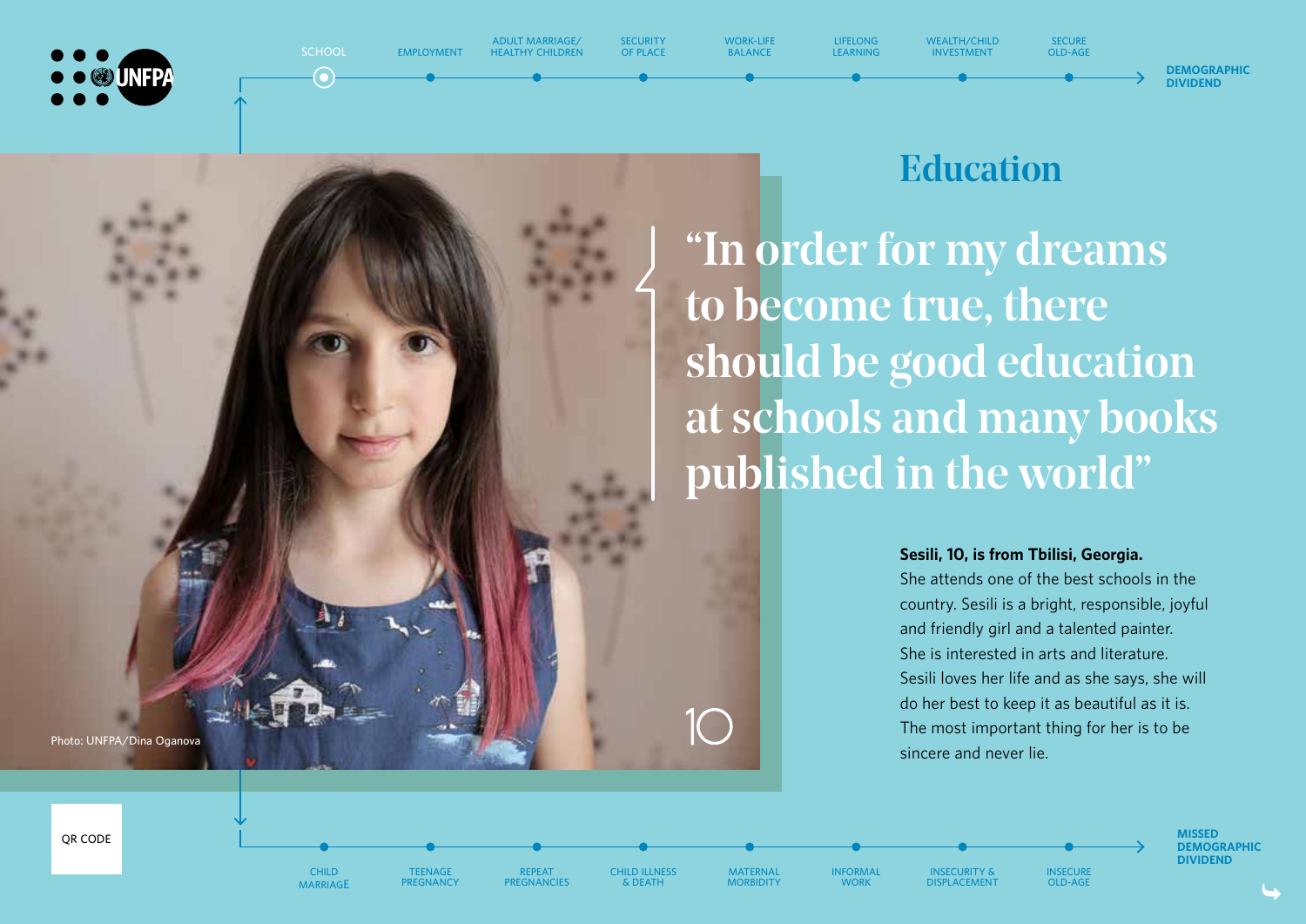SCHOOL · EMPLOYMENT · ADULT MARRIAGE/ HEALTHY CHILDREN · SECURITY OF PLACE · WORK-LIFE BALANCE · LIFELONG LEARNING · WEALTH/CHILD INVESTMENT · SECURE OLD-AGE → **DEMOGRAPHIC DIVIDEND**

# Education

## "In order for my dreams to become true, there should be good education at schools and many books published in the world"

**Sesili, 10, is from Tbilisi, Georgia.**
She attends one of the best schools in the country. Sesili is a bright, responsible, joyful and friendly girl and a talented painter. She is interested in arts and literature. Sesili loves her life and as she says, she will do her best to keep it as beautiful as it is. The most important thing for her is to be sincere and never lie.

10

Photo: UNFPA/Dina Oganova

QR CODE

CHILD MARRIAGE · TEENAGE PREGNANCY · REPEAT PREGNANCIES · CHILD ILLNESS & DEATH · MATERNAL MORBIDITY · INFORMAL WORK · INSECURITY & DISPLACEMENT · INSECURE OLD-AGE → **MISSED DEMOGRAPHIC DIVIDEND**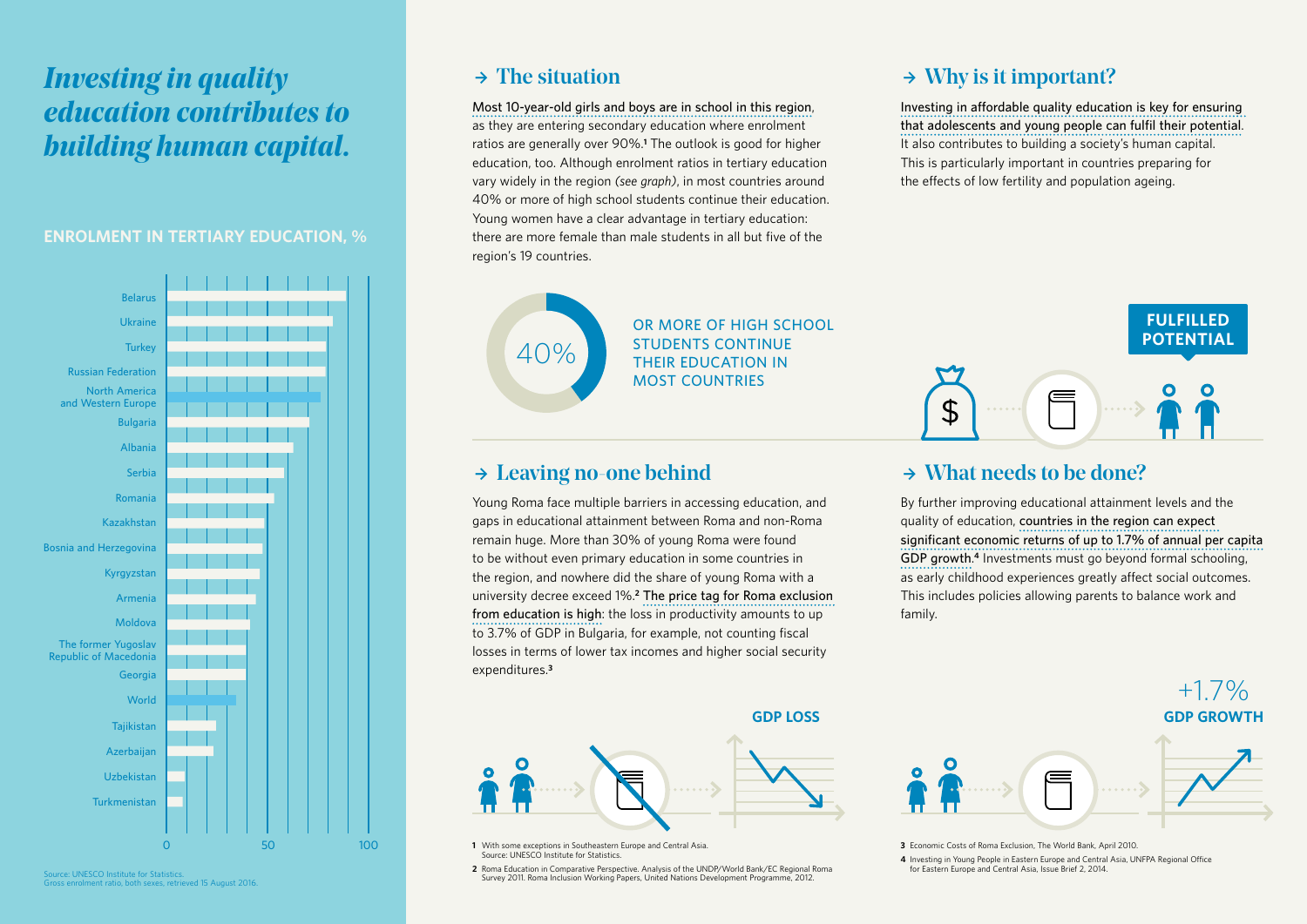# *Investing in quality education contributes to building human capital.*

## ENROLMENT IN TERTIARY EDUCATION, %

Belarus
Ukraine
Turkey
Russian Federation
North America and Western Europe
Bulgaria
Albania
Serbia
Romania
Kazakhstan
Bosnia and Herzegovina
Kyrgyzstan
Armenia
Moldova
The former Yugoslav Republic of Macedonia
Georgia
World
Tajikistan
Azerbaijan
Uzbekistan
Turkmenistan

0 50 100

Source: UNESCO Institute for Statistics.
Gross enrolment ratio, both sexes, retrieved 15 August 2016.

## → The situation

Most 10-year-old girls and boys are in school in this region, as they are entering secondary education where enrolment ratios are generally over 90%.[1] The outlook is good for higher education, too. Although enrolment ratios in tertiary education vary widely in the region *(see graph)*, in most countries around 40% or more of high school students continue their education. Young women have a clear advantage in tertiary education: there are more female than male students in all but five of the region's 19 countries.

40% OR MORE OF HIGH SCHOOL STUDENTS CONTINUE THEIR EDUCATION IN MOST COUNTRIES

## → Why is it important?

Investing in affordable quality education is key for ensuring that adolescents and young people can fulfil their potential. It also contributes to building a society's human capital. This is particularly important in countries preparing for the effects of low fertility and population ageing.

FULFILLED POTENTIAL

## → Leaving no-one behind

Young Roma face multiple barriers in accessing education, and gaps in educational attainment between Roma and non-Roma remain huge. More than 30% of young Roma were found to be without even primary education in some countries in the region, and nowhere did the share of young Roma with a university decree exceed 1%.[2] The price tag for Roma exclusion from education is high: the loss in productivity amounts to up to 3.7% of GDP in Bulgaria, for example, not counting fiscal losses in terms of lower tax incomes and higher social security expenditures.[3]

GDP LOSS

## → What needs to be done?

By further improving educational attainment levels and the quality of education, countries in the region can expect significant economic returns of up to 1.7% of annual per capita GDP growth.[4] Investments must go beyond formal schooling, as early childhood experiences greatly affect social outcomes. This includes policies allowing parents to balance work and family.

+1.7% GDP GROWTH

1 With some exceptions in Southeastern Europe and Central Asia. Source: UNESCO Institute for Statistics.

2 Roma Education in Comparative Perspective. Analysis of the UNDP/World Bank/EC Regional Roma Survey 2011. Roma Inclusion Working Papers, United Nations Development Programme, 2012.

3 Economic Costs of Roma Exclusion, The World Bank, April 2010.

4 Investing in Young People in Eastern Europe and Central Asia, UNFPA Regional Office for Eastern Europe and Central Asia, Issue Brief 2, 2014.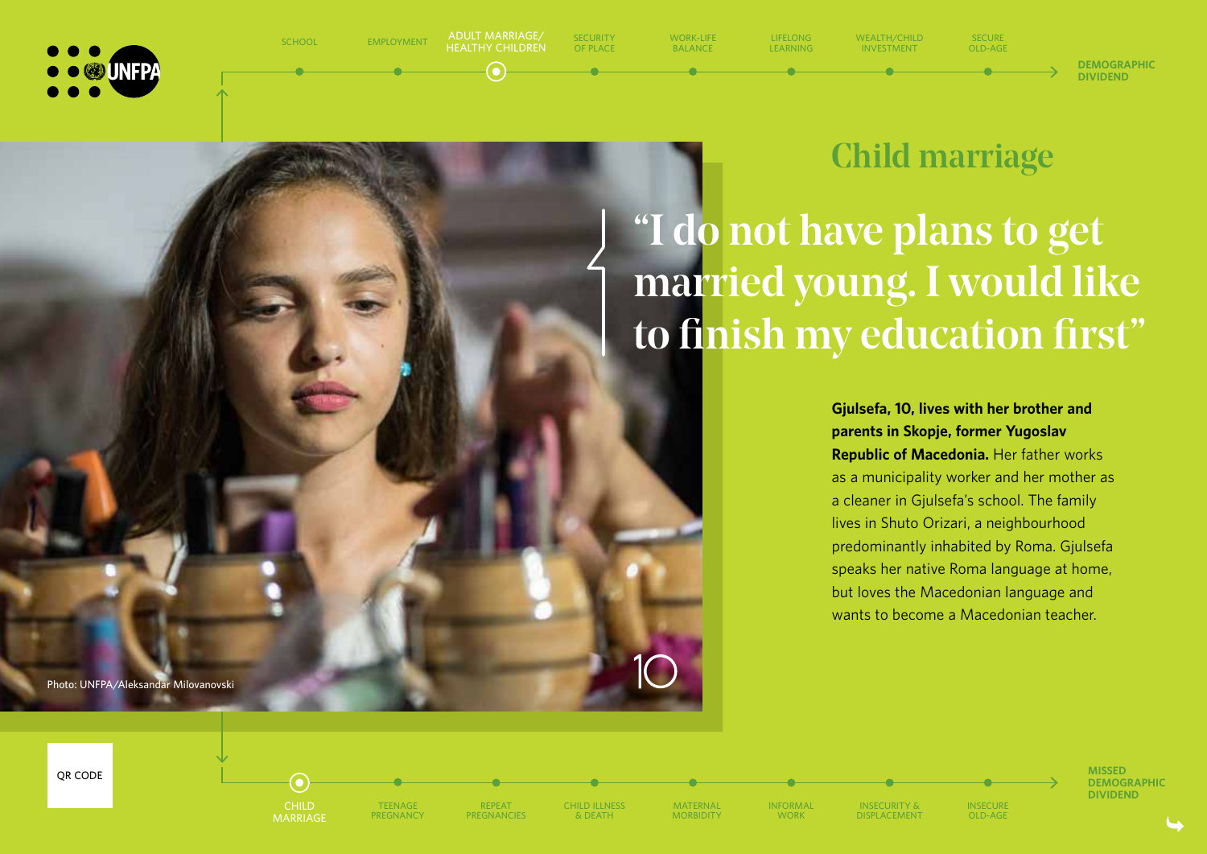SCHOOL · EMPLOYMENT · ADULT MARRIAGE/ HEALTHY CHILDREN · SECURITY OF PLACE · WORK-LIFE BALANCE · LIFELONG LEARNING · WEALTH/CHILD INVESTMENT · SECURE OLD-AGE → DEMOGRAPHIC DIVIDEND

## Child marriage

# “I do not have plans to get married young. I would like to finish my education first”

**Gjulsefa, 10, lives with her brother and parents in Skopje, former Yugoslav Republic of Macedonia.** Her father works as a municipality worker and her mother as a cleaner in Gjulsefa's school. The family lives in Shuto Orizari, a neighbourhood predominantly inhabited by Roma. Gjulsefa speaks her native Roma language at home, but loves the Macedonian language and wants to become a Macedonian teacher.

Photo: UNFPA/Aleksandar Milovanovski

10

QR CODE

CHILD MARRIAGE · TEENAGE PREGNANCY · REPEAT PREGNANCIES · CHILD ILLNESS & DEATH · MATERNAL MORBIDITY · INFORMAL WORK · INSECURITY & DISPLACEMENT · INSECURE OLD-AGE → MISSED DEMOGRAPHIC DIVIDEND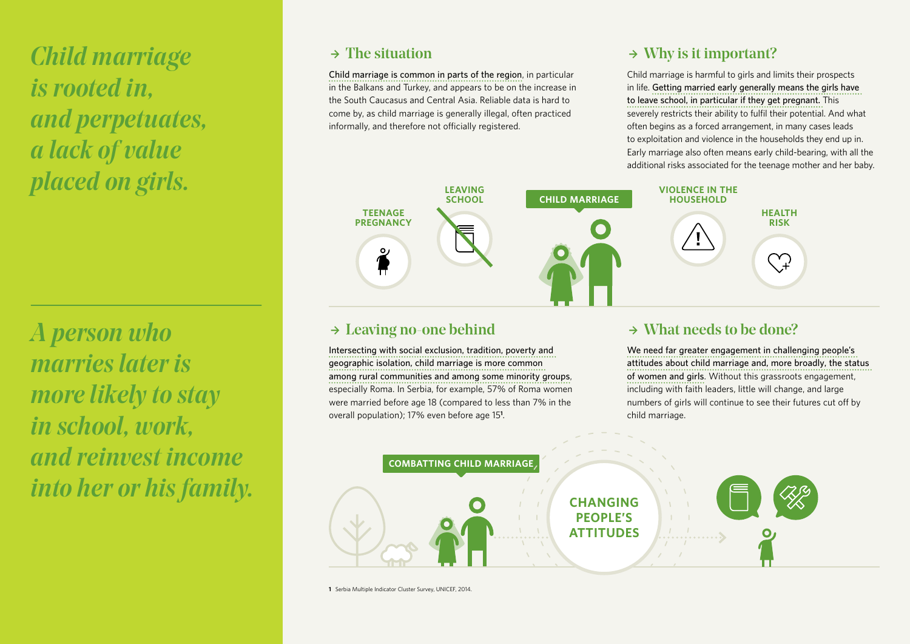*Child marriage is rooted in, and perpetuates, a lack of value placed on girls.*

*A person who marries later is more likely to stay in school, work, and reinvest income into her or his family.*

## → The situation

Child marriage is common in parts of the region, in particular in the Balkans and Turkey, and appears to be on the increase in the South Caucasus and Central Asia. Reliable data is hard to come by, as child marriage is generally illegal, often practiced informally, and therefore not officially registered.

## → Why is it important?

Child marriage is harmful to girls and limits their prospects in life. Getting married early generally means the girls have to leave school, in particular if they get pregnant. This severely restricts their ability to fulfil their potential. And what often begins as a forced arrangement, in many cases leads to exploitation and violence in the households they end up in. Early marriage also often means early child-bearing, with all the additional risks associated for the teenage mother and her baby.

TEENAGE PREGNANCY — LEAVING SCHOOL — CHILD MARRIAGE — VIOLENCE IN THE HOUSEHOLD — HEALTH RISK

## → Leaving no-one behind

Intersecting with social exclusion, tradition, poverty and geographic isolation, child marriage is more common among rural communities and among some minority groups, especially Roma. In Serbia, for example, 57% of Roma women were married before age 18 (compared to less than 7% in the overall population); 17% even before age 15[1].

## → What needs to be done?

We need far greater engagement in challenging people's attitudes about child marriage and, more broadly, the status of women and girls. Without this grassroots engagement, including with faith leaders, little will change, and large numbers of girls will continue to see their futures cut off by child marriage.

COMBATTING CHILD MARRIAGE — CHANGING PEOPLE'S ATTITUDES

1 Serbia Multiple Indicator Cluster Survey, UNICEF, 2014.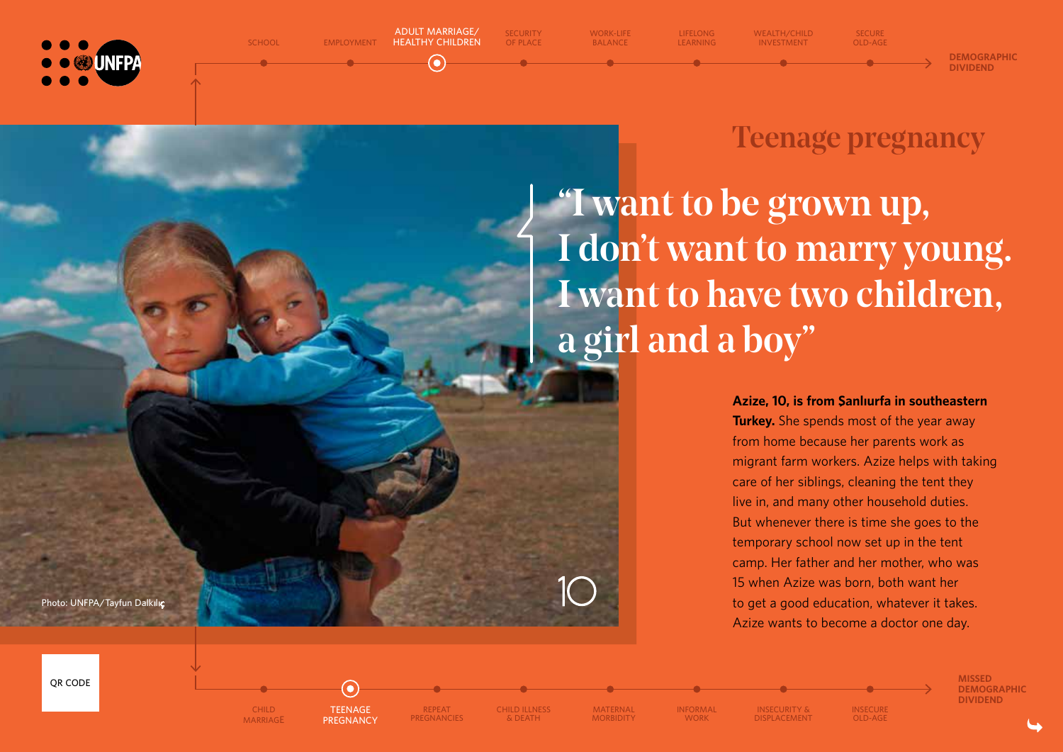SCHOOL · EMPLOYMENT · ADULT MARRIAGE/ HEALTHY CHILDREN · SECURITY OF PLACE · WORK-LIFE BALANCE · LIFELONG LEARNING · WEALTH/CHILD INVESTMENT · SECURE OLD-AGE → DEMOGRAPHIC DIVIDEND

## Teenage pregnancy

# “I want to be grown up, I don’t want to marry young. I want to have two children, a girl and a boy”

Photo: UNFPA/Tayfun Dalkılıç

**Azize, 10, is from Şanlıurfa in southeastern Turkey.** She spends most of the year away from home because her parents work as migrant farm workers. Azize helps with taking care of her siblings, cleaning the tent they live in, and many other household duties. But whenever there is time she goes to the temporary school now set up in the tent camp. Her father and her mother, who was 15 when Azize was born, both want her to get a good education, whatever it takes. Azize wants to become a doctor one day.

QR CODE

CHILD MARRIAGE · TEENAGE PREGNANCY · REPEAT PREGNANCIES · CHILD ILLNESS & DEATH · MATERNAL MORBIDITY · INFORMAL WORK · INSECURITY & DISPLACEMENT · INSECURE OLD-AGE → MISSED DEMOGRAPHIC DIVIDEND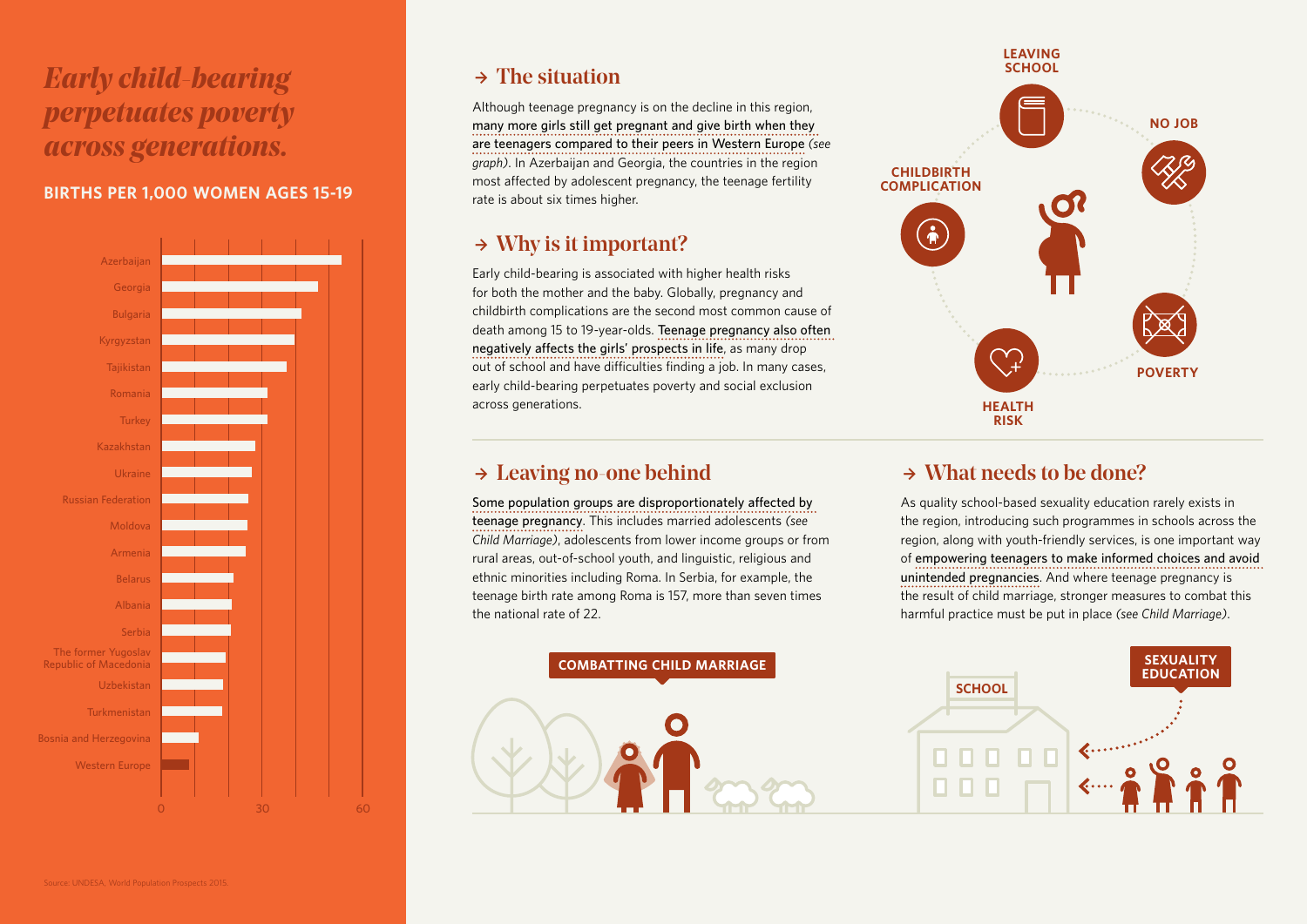# *Early child-bearing perpetuates poverty across generations.*

## BIRTHS PER 1,000 WOMEN AGES 15-19

- Azerbaijan
- Georgia
- Bulgaria
- Kyrgyzstan
- Tajikistan
- Romania
- Turkey
- Kazakhstan
- Ukraine
- Russian Federation
- Moldova
- Armenia
- Belarus
- Albania
- Serbia
- The former Yugoslav Republic of Macedonia
- Uzbekistan
- Turkmenistan
- Bosnia and Herzegovina
- Western Europe

0 30 60

Source: UNDESA, World Population Prospects 2015.

## → The situation

Although teenage pregnancy is on the decline in this region, many more girls still get pregnant and give birth when they are teenagers compared to their peers in Western Europe *(see graph)*. In Azerbaijan and Georgia, the countries in the region most affected by adolescent pregnancy, the teenage fertility rate is about six times higher.

## → Why is it important?

Early child-bearing is associated with higher health risks for both the mother and the baby. Globally, pregnancy and childbirth complications are the second most common cause of death among 15 to 19-year-olds. Teenage pregnancy also often negatively affects the girls' prospects in life, as many drop out of school and have difficulties finding a job. In many cases, early child-bearing perpetuates poverty and social exclusion across generations.

LEAVING SCHOOL · NO JOB · POVERTY · HEALTH RISK · CHILDBIRTH COMPLICATION

## → Leaving no-one behind

Some population groups are disproportionately affected by teenage pregnancy. This includes married adolescents *(see Child Marriage)*, adolescents from lower income groups or from rural areas, out-of-school youth, and linguistic, religious and ethnic minorities including Roma. In Serbia, for example, the teenage birth rate among Roma is 157, more than seven times the national rate of 22.

COMBATTING CHILD MARRIAGE

## → What needs to be done?

As quality school-based sexuality education rarely exists in the region, introducing such programmes in schools across the region, along with youth-friendly services, is one important way of empowering teenagers to make informed choices and avoid unintended pregnancies. And where teenage pregnancy is the result of child marriage, stronger measures to combat this harmful practice must be put in place *(see Child Marriage)*.

SCHOOL · SEXUALITY EDUCATION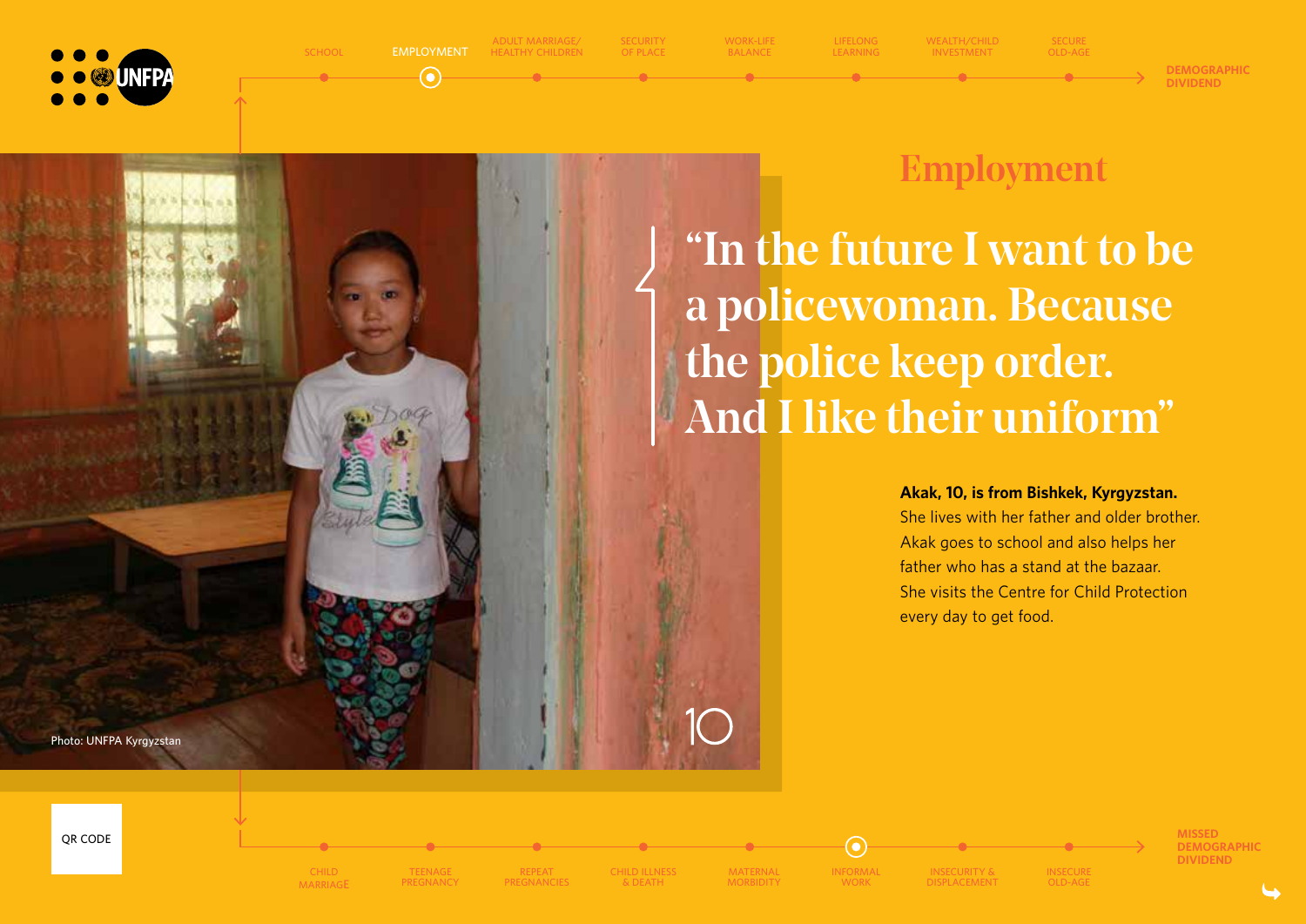SCHOOL — EMPLOYMENT — ADULT MARRIAGE/HEALTHY CHILDREN — SECURITY OF PLACE — WORK-LIFE BALANCE — LIFELONG LEARNING — WEALTH/CHILD INVESTMENT — SECURE OLD-AGE → DEMOGRAPHIC DIVIDEND

# Employment

## "In the future I want to be a policewoman. Because the police keep order. And I like their uniform"

**Akak, 10, is from Bishkek, Kyrgyzstan.**
She lives with her father and older brother. Akak goes to school and also helps her father who has a stand at the bazaar. She visits the Centre for Child Protection every day to get food.

10

Photo: UNFPA Kyrgyzstan

QR CODE

CHILD MARRIAGE — TEENAGE PREGNANCY — REPEAT PREGNANCIES — CHILD ILLNESS & DEATH — MATERNAL MORBIDITY — INFORMAL WORK — INSECURITY & DISPLACEMENT — INSECURE OLD-AGE → MISSED DEMOGRAPHIC DIVIDEND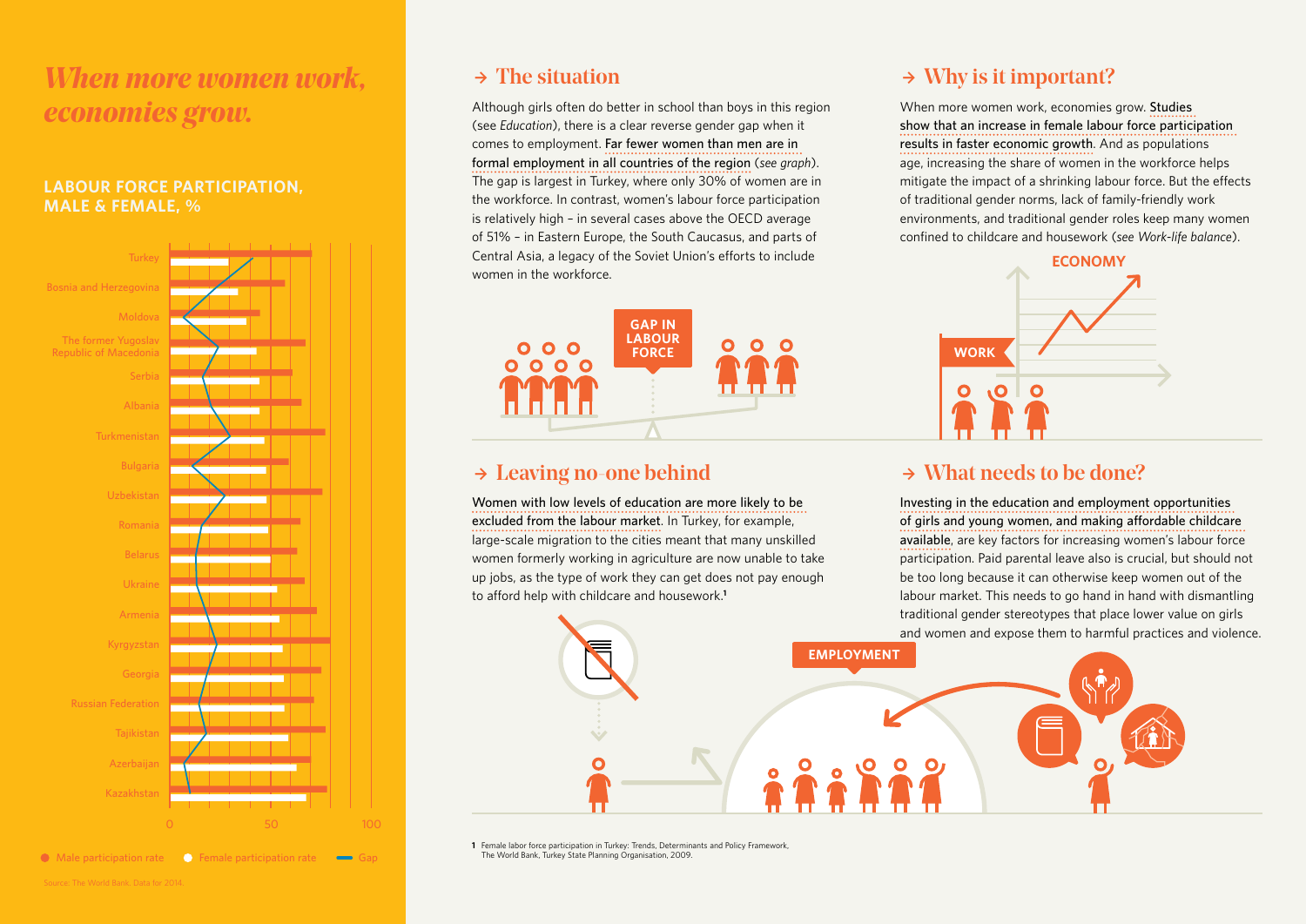# *When more women work, economies grow.*

## LABOUR FORCE PARTICIPATION, MALE & FEMALE, %

Turkey
Bosnia and Herzegovina
Moldova
The former Yugoslav Republic of Macedonia
Serbia
Albania
Turkmenistan
Bulgaria
Uzbekistan
Romania
Belarus
Ukraine
Armenia
Kyrgyzstan
Georgia
Russian Federation
Tajikistan
Azerbaijan
Kazakhstan

0 50 100

Male participation rate · Female participation rate · Gap

Source: The World Bank. Data for 2014.

## → The situation

Although girls often do better in school than boys in this region (see *Education*), there is a clear reverse gender gap when it comes to employment. Far fewer women than men are in formal employment in all countries of the region (*see graph*). The gap is largest in Turkey, where only 30% of women are in the workforce. In contrast, women's labour force participation is relatively high – in several cases above the OECD average of 51% – in Eastern Europe, the South Caucasus, and parts of Central Asia, a legacy of the Soviet Union's efforts to include women in the workforce.

GAP IN LABOUR FORCE

## → Why is it important?

When more women work, economies grow. Studies show that an increase in female labour force participation results in faster economic growth. And as populations age, increasing the share of women in the workforce helps mitigate the impact of a shrinking labour force. But the effects of traditional gender norms, lack of family-friendly work environments, and traditional gender roles keep many women confined to childcare and housework (*see Work-life balance*).

ECONOMY

WORK

## → Leaving no-one behind

Women with low levels of education are more likely to be excluded from the labour market. In Turkey, for example, large-scale migration to the cities meant that many unskilled women formerly working in agriculture are now unable to take up jobs, as the type of work they can get does not pay enough to afford help with childcare and housework.[1]

## → What needs to be done?

Investing in the education and employment opportunities of girls and young women, and making affordable childcare available, are key factors for increasing women's labour force participation. Paid parental leave also is crucial, but should not be too long because it can otherwise keep women out of the labour market. This needs to go hand in hand with dismantling traditional gender stereotypes that place lower value on girls and women and expose them to harmful practices and violence.

EMPLOYMENT

1 Female labor force participation in Turkey: Trends, Determinants and Policy Framework, The World Bank, Turkey State Planning Organisation, 2009.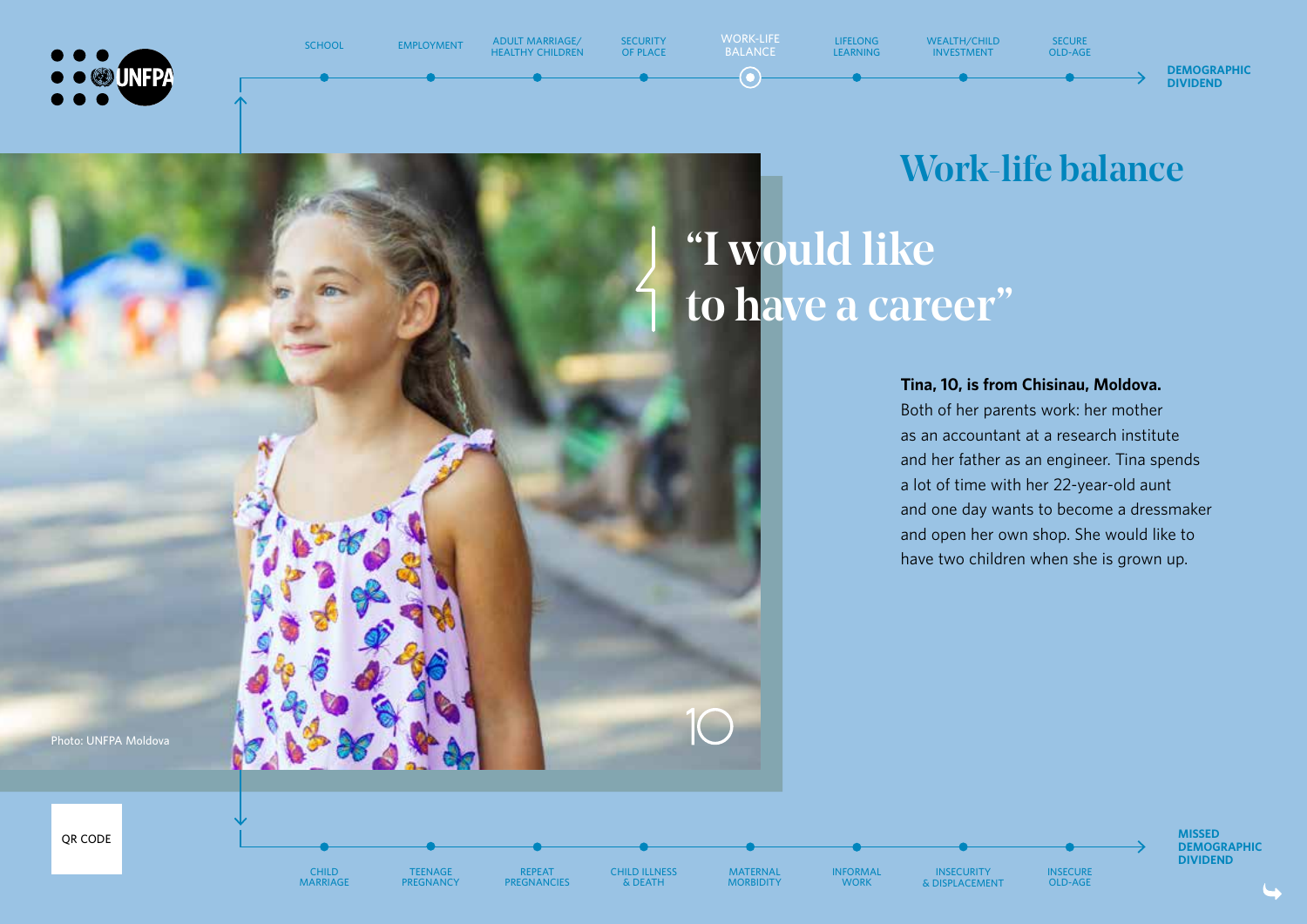SCHOOL — EMPLOYMENT — ADULT MARRIAGE/ HEALTHY CHILDREN — SECURITY OF PLACE — WORK-LIFE BALANCE — LIFELONG LEARNING — WEALTH/CHILD INVESTMENT — SECURE OLD-AGE — **DEMOGRAPHIC DIVIDEND**

# Work-life balance

## “I would like to have a career”

**Tina, 10, is from Chisinau, Moldova.**
Both of her parents work: her mother as an accountant at a research institute and her father as an engineer. Tina spends a lot of time with her 22-year-old aunt and one day wants to become a dressmaker and open her own shop. She would like to have two children when she is grown up.

10

Photo: UNFPA Moldova

QR CODE

CHILD MARRIAGE — TEENAGE PREGNANCY — REPEAT PREGNANCIES — CHILD ILLNESS & DEATH — MATERNAL MORBIDITY — INFORMAL WORK — INSECURITY & DISPLACEMENT — INSECURE OLD-AGE — **MISSED DEMOGRAPHIC DIVIDEND**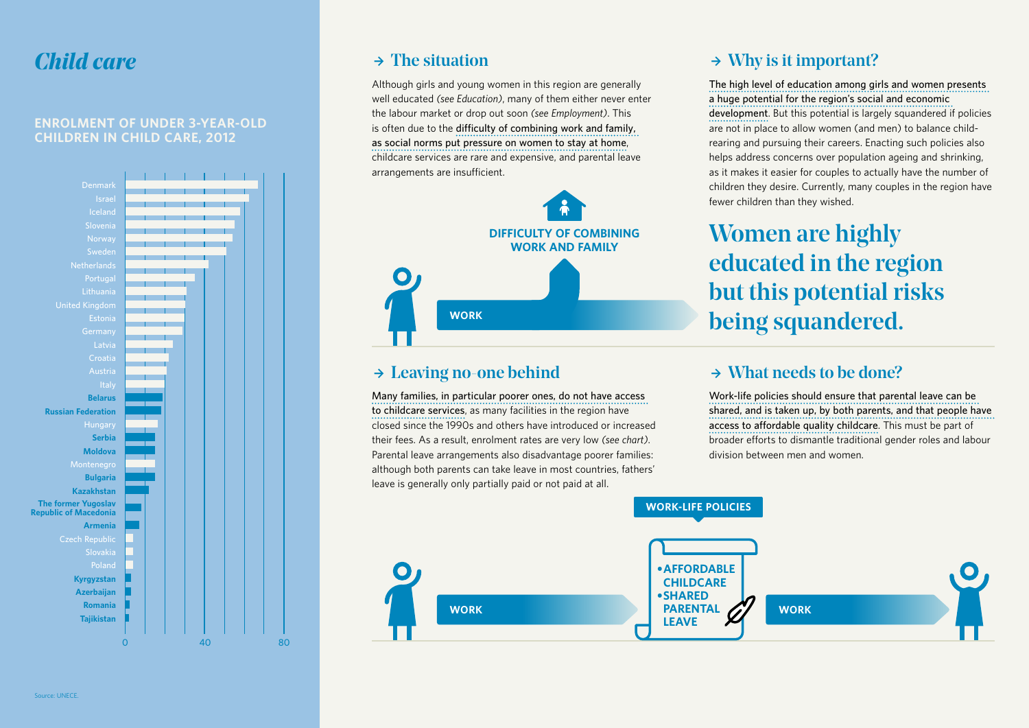# *Child care*

## ENROLMENT OF UNDER 3-YEAR-OLD CHILDREN IN CHILD CARE, 2012

Denmark
Israel
Iceland
Slovenia
Norway
Sweden
Netherlands
Portugal
Lithuania
United Kingdom
Estonia
Germany
Latvia
Croatia
Austria
Italy
**Belarus**
**Russian Federation**
Hungary
**Serbia**
**Moldova**
Montenegro
**Bulgaria**
**Kazakhstan**
**The former Yugoslav Republic of Macedonia**
**Armenia**
Czech Republic
Slovakia
Poland
**Kyrgyzstan**
**Azerbaijan**
**Romania**
**Tajikistan**

0 40 80

Source: UNECE.

## → The situation

Although girls and young women in this region are generally well educated *(see Education)*, many of them either never enter the labour market or drop out soon *(see Employment)*. This is often due to the difficulty of combining work and family, as social norms put pressure on women to stay at home, childcare services are rare and expensive, and parental leave arrangements are insufficient.

**DIFFICULTY OF COMBINING WORK AND FAMILY**

**WORK**

## → Why is it important?

The high level of education among girls and women presents a huge potential for the region's social and economic development. But this potential is largely squandered if policies are not in place to allow women (and men) to balance child-rearing and pursuing their careers. Enacting such policies also helps address concerns over population ageing and shrinking, as it makes it easier for couples to actually have the number of children they desire. Currently, many couples in the region have fewer children than they wished.

**Women are highly educated in the region but this potential risks being squandered.**

## → Leaving no-one behind

Many families, in particular poorer ones, do not have access to childcare services, as many facilities in the region have closed since the 1990s and others have introduced or increased their fees. As a result, enrolment rates are very low *(see chart)*. Parental leave arrangements also disadvantage poorer families: although both parents can take leave in most countries, fathers' leave is generally only partially paid or not paid at all.

## → What needs to be done?

Work-life policies should ensure that parental leave can be shared, and is taken up, by both parents, and that people have access to affordable quality childcare. This must be part of broader efforts to dismantle traditional gender roles and labour division between men and women.

**WORK-LIFE POLICIES**

**WORK**

- **AFFORDABLE CHILDCARE**
- **SHARED PARENTAL LEAVE**

**WORK**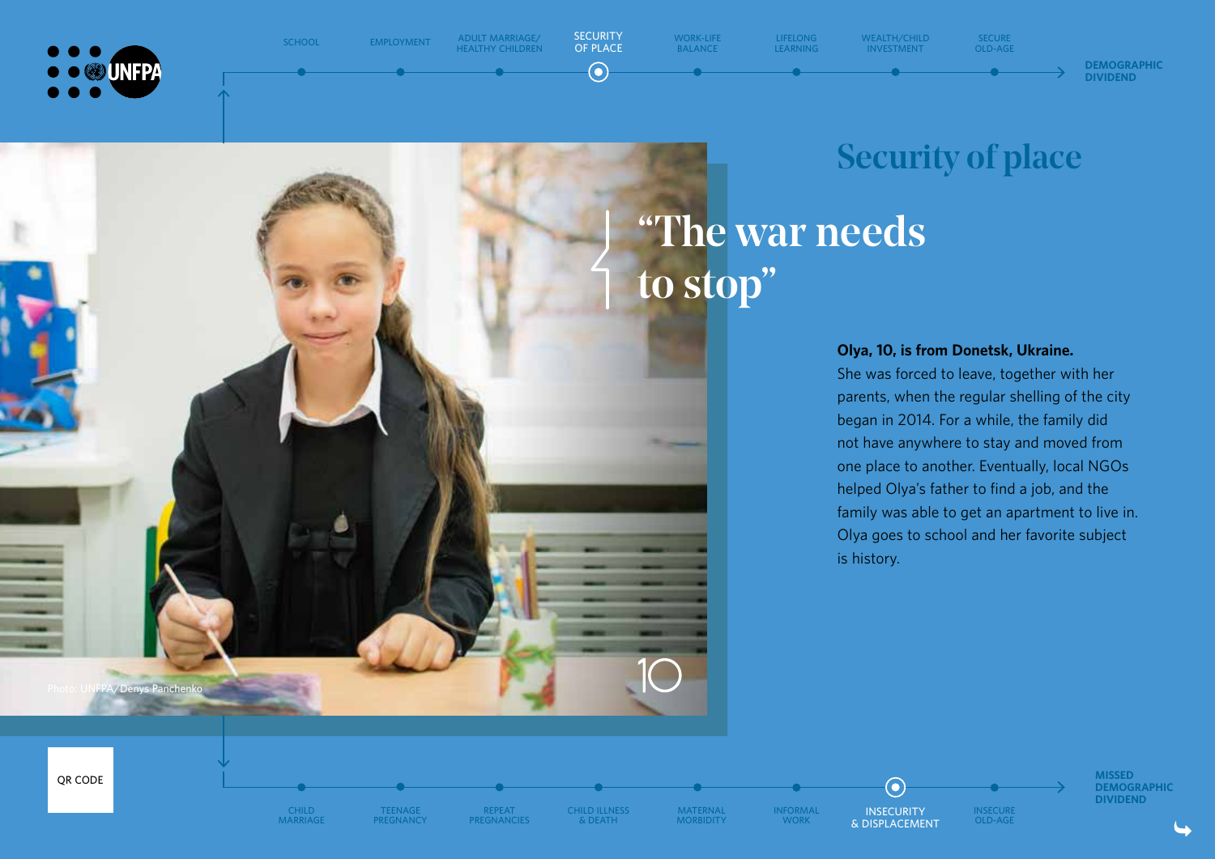SCHOOL · EMPLOYMENT · ADULT MARRIAGE/ HEALTHY CHILDREN · SECURITY OF PLACE · WORK-LIFE BALANCE · LIFELONG LEARNING · WEALTH/CHILD INVESTMENT · SECURE OLD-AGE → DEMOGRAPHIC DIVIDEND

## Security of place

# “The war needs to stop”

**Olya, 10, is from Donetsk, Ukraine.**
She was forced to leave, together with her parents, when the regular shelling of the city began in 2014. For a while, the family did not have anywhere to stay and moved from one place to another. Eventually, local NGOs helped Olya's father to find a job, and the family was able to get an apartment to live in. Olya goes to school and her favorite subject is history.

Photo: UNFPA/Denys Panchenko

10

QR CODE

CHILD MARRIAGE · TEENAGE PREGNANCY · REPEAT PREGNANCIES · CHILD ILLNESS & DEATH · MATERNAL MORBIDITY · INFORMAL WORK · INSECURITY & DISPLACEMENT · INSECURE OLD-AGE → MISSED DEMOGRAPHIC DIVIDEND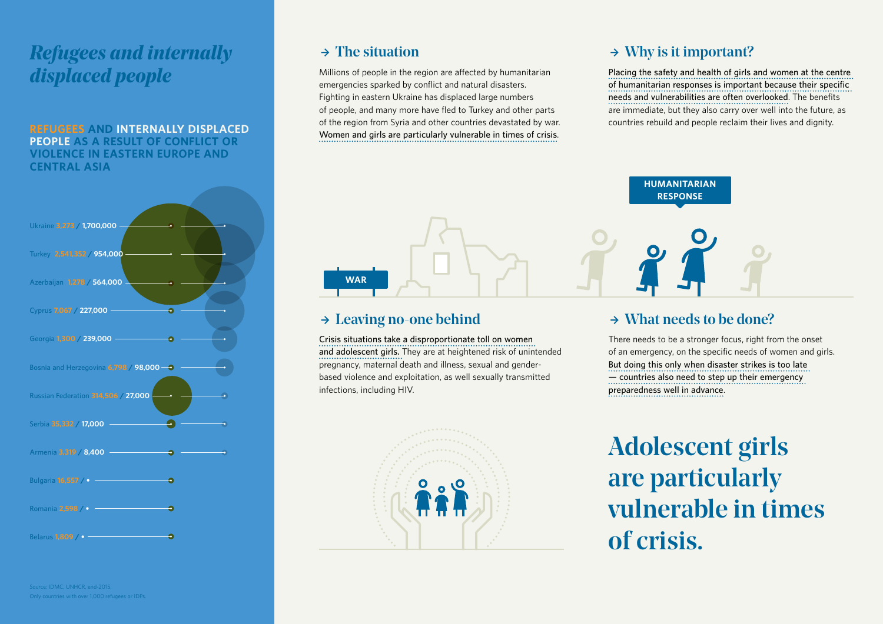# *Refugees and internally displaced people*

**REFUGEES AND INTERNALLY DISPLACED PEOPLE AS A RESULT OF CONFLICT OR VIOLENCE IN EASTERN EUROPE AND CENTRAL ASIA**

| Country | Refugees | Internally displaced people |
|---|---|---|
| Ukraine | 3,273 | 1,700,000 |
| Turkey | 2,541,352 | 954,000 |
| Azerbaijan | 1,278 | 564,000 |
| Cyprus | 7,067 | 227,000 |
| Georgia | 1,300 | 239,000 |
| Bosnia and Herzegovina | 6,798 | 98,000 |
| Russian Federation | 314,506 | 27,000 |
| Serbia | 35,332 | 17,000 |
| Armenia | 3,319 | 8,400 |
| Bulgaria | 16,557 | • |
| Romania | 2,598 | • |
| Belarus | 1,809 | • |

Source: IDMC, UNHCR, end-2015.
Only countries with over 1,000 refugees or IDPs.

## → The situation

Millions of people in the region are affected by humanitarian emergencies sparked by conflict and natural disasters. Fighting in eastern Ukraine has displaced large numbers of people, and many more have fled to Turkey and other parts of the region from Syria and other countries devastated by war. Women and girls are particularly vulnerable in times of crisis.

## → Why is it important?

Placing the safety and health of girls and women at the centre of humanitarian responses is important because their specific needs and vulnerabilities are often overlooked. The benefits are immediate, but they also carry over well into the future, as countries rebuild and people reclaim their lives and dignity.

WAR

HUMANITARIAN RESPONSE

## → Leaving no-one behind

Crisis situations take a disproportionate toll on women and adolescent girls. They are at heightened risk of unintended pregnancy, maternal death and illness, sexual and gender-based violence and exploitation, as well sexually transmitted infections, including HIV.

## → What needs to be done?

There needs to be a stronger focus, right from the onset of an emergency, on the specific needs of women and girls. But doing this only when disaster strikes is too late — countries also need to step up their emergency preparedness well in advance.

# Adolescent girls are particularly vulnerable in times of crisis.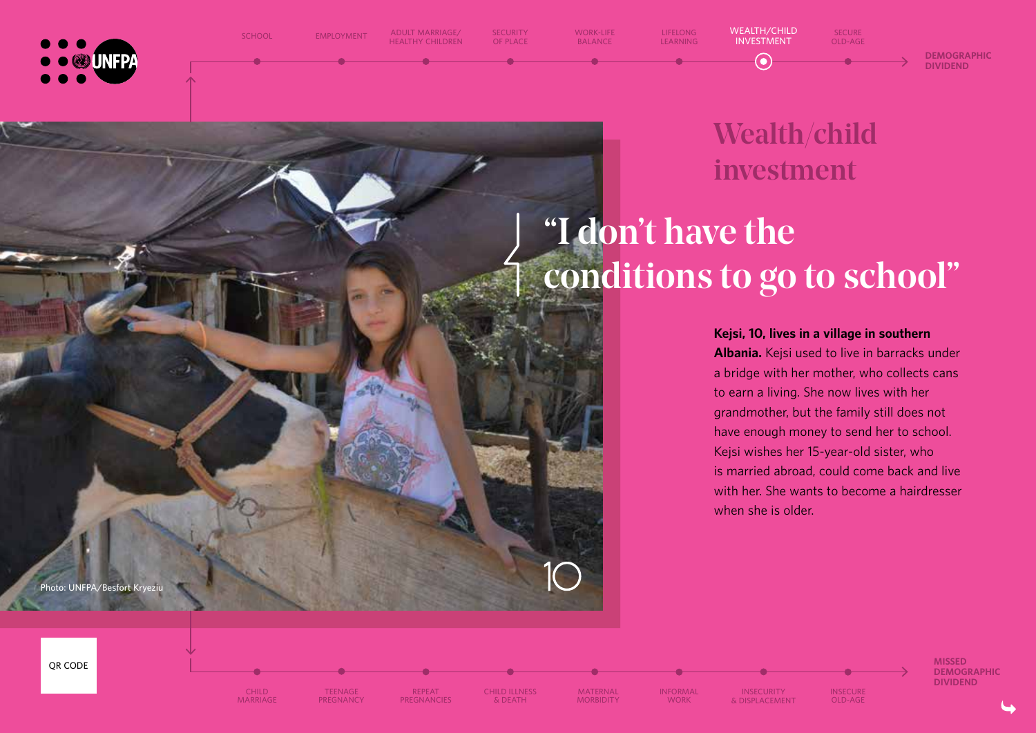SCHOOL · EMPLOYMENT · ADULT MARRIAGE/HEALTHY CHILDREN · SECURITY OF PLACE · WORK-LIFE BALANCE · LIFELONG LEARNING · WEALTH/CHILD INVESTMENT · SECURE OLD-AGE → DEMOGRAPHIC DIVIDEND

# Wealth/child investment

## "I don't have the conditions to go to school"

**Kejsi, 10, lives in a village in southern Albania.** Kejsi used to live in barracks under a bridge with her mother, who collects cans to earn a living. She now lives with her grandmother, but the family still does not have enough money to send her to school. Kejsi wishes her 15-year-old sister, who is married abroad, could come back and live with her. She wants to become a hairdresser when she is older.

10

Photo: UNFPA/Besfort Kryeziu

QR CODE

CHILD MARRIAGE · TEENAGE PREGNANCY · REPEAT PREGNANCIES · CHILD ILLNESS & DEATH · MATERNAL MORBIDITY · INFORMAL WORK · INSECURITY & DISPLACEMENT · INSECURE OLD-AGE → MISSED DEMOGRAPHIC DIVIDEND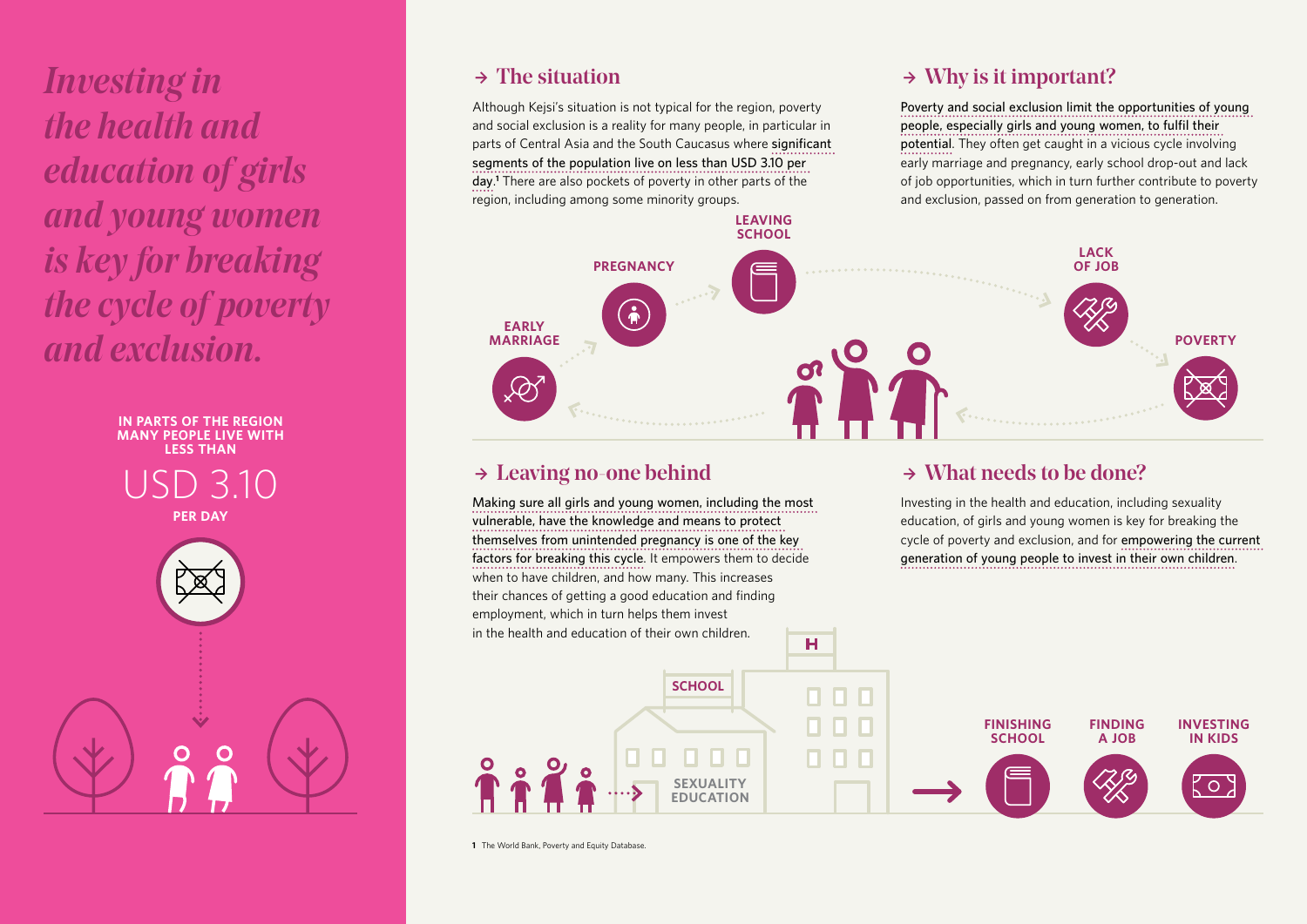*Investing in the health and education of girls and young women is key for breaking the cycle of poverty and exclusion.*

**IN PARTS OF THE REGION MANY PEOPLE LIVE WITH LESS THAN**

USD 3.10

**PER DAY**

## → The situation

Although Kejsi's situation is not typical for the region, poverty and social exclusion is a reality for many people, in particular in parts of Central Asia and the South Caucasus where significant segments of the population live on less than USD 3.10 per day.[1] There are also pockets of poverty in other parts of the region, including among some minority groups.

## → Why is it important?

Poverty and social exclusion limit the opportunities of young people, especially girls and young women, to fulfil their potential. They often get caught in a vicious cycle involving early marriage and pregnancy, early school drop-out and lack of job opportunities, which in turn further contribute to poverty and exclusion, passed on from generation to generation.

EARLY MARRIAGE → PREGNANCY → LEAVING SCHOOL → LACK OF JOB → POVERTY

## → Leaving no-one behind

Making sure all girls and young women, including the most vulnerable, have the knowledge and means to protect themselves from unintended pregnancy is one of the key factors for breaking this cycle. It empowers them to decide when to have children, and how many. This increases their chances of getting a good education and finding employment, which in turn helps them invest in the health and education of their own children.

## → What needs to be done?

Investing in the health and education, including sexuality education, of girls and young women is key for breaking the cycle of poverty and exclusion, and for empowering the current generation of young people to invest in their own children.

SCHOOL — SEXUALITY EDUCATION → FINISHING SCHOOL — FINDING A JOB — INVESTING IN KIDS

**1** The World Bank, Poverty and Equity Database.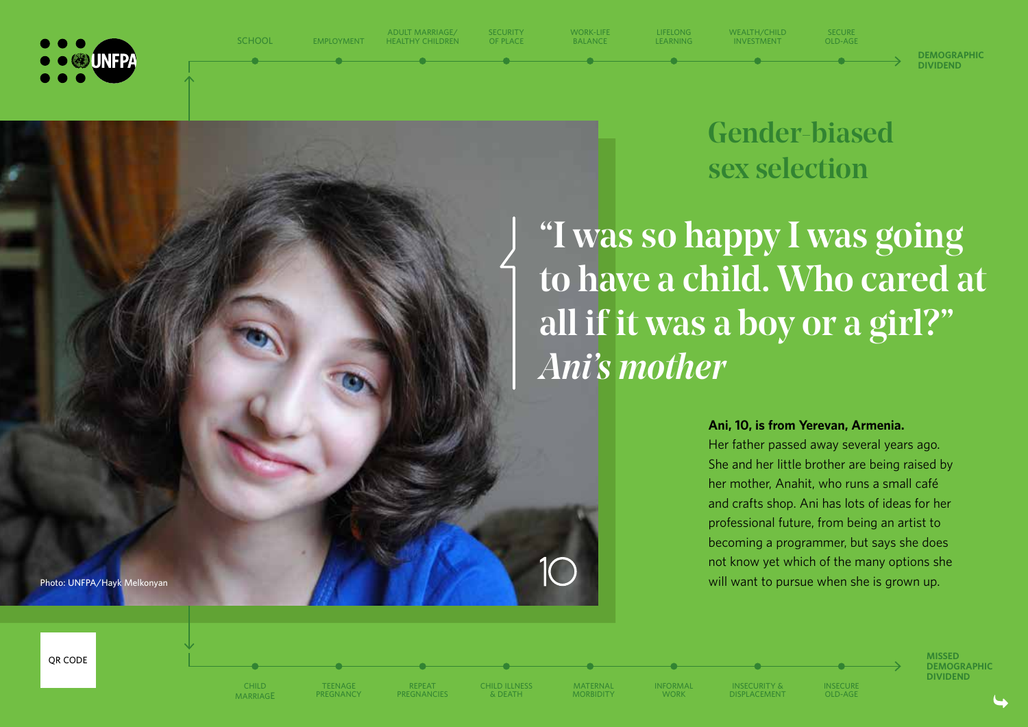SCHOOL — EMPLOYMENT — ADULT MARRIAGE/ HEALTHY CHILDREN — SECURITY OF PLACE — WORK-LIFE BALANCE — LIFELONG LEARNING — WEALTH/CHILD INVESTMENT — SECURE OLD-AGE → DEMOGRAPHIC DIVIDEND

# Gender-biased sex selection

> "I was so happy I was going to have a child. Who cared at all if it was a boy or a girl?"
> *Ani's mother*

Photo: UNFPA/Hayk Melkonyan

10

**Ani, 10, is from Yerevan, Armenia.**
Her father passed away several years ago. She and her little brother are being raised by her mother, Anahit, who runs a small café and crafts shop. Ani has lots of ideas for her professional future, from being an artist to becoming a programmer, but says she does not know yet which of the many options she will want to pursue when she is grown up.

QR CODE

CHILD MARRIAGE — TEENAGE PREGNANCY — REPEAT PREGNANCIES — CHILD ILLNESS & DEATH — MATERNAL MORBIDITY — INFORMAL WORK — INSECURITY & DISPLACEMENT — INSECURE OLD-AGE → MISSED DEMOGRAPHIC DIVIDEND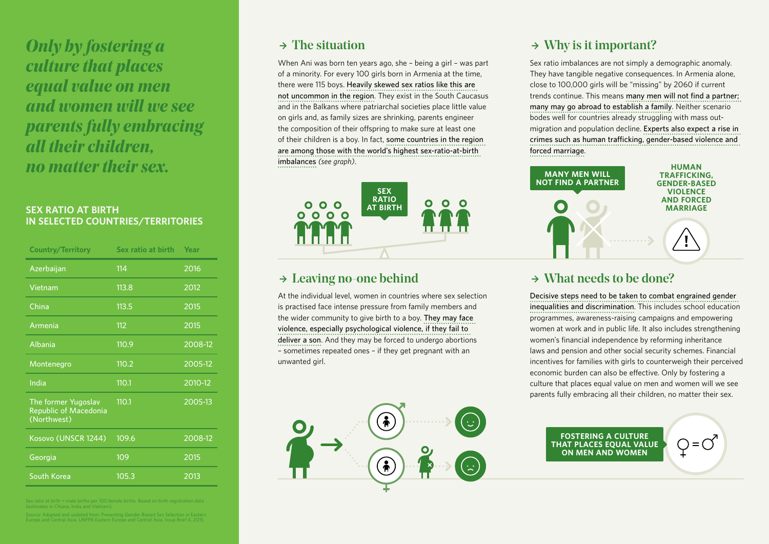***Only by fostering a culture that places equal value on men and women will we see parents fully embracing all their children, no matter their sex.***

## SEX RATIO AT BIRTH IN SELECTED COUNTRIES/TERRITORIES

| Country/Territory | Sex ratio at birth | Year |
| --- | --- | --- |
| Azerbaijan | 114 | 2016 |
| Vietnam | 113.8 | 2012 |
| China | 113.5 | 2015 |
| Armenia | 112 | 2015 |
| Albania | 110.9 | 2008-12 |
| Montenegro | 110.2 | 2005-12 |
| India | 110.1 | 2010-12 |
| The former Yugoslav Republic of Macedonia (Northwest) | 110.1 | 2005-13 |
| Kosovo (UNSCR 1244) | 109.6 | 2008-12 |
| Georgia | 109 | 2015 |
| South Korea | 105.3 | 2013 |

Sex ratio at birth = male births per 100 female births. Based on birth registration data (estimates in Chiana, India and Vietnam).

Source: Adapted and updated from: Preventing Gender-Biased Sex Selection in Eastern Europe and Central Asia. UNFPA Eastern Europe and Central Asia. Issue Brief 4. 2015.

## → The situation

When Ani was born ten years ago, she – being a girl – was part of a minority. For every 100 girls born in Armenia at the time, there were 115 boys. Heavily skewed sex ratios like this are not uncommon in the region. They exist in the South Caucasus and in the Balkans where patriarchal societies place little value on girls and, as family sizes are shrinking, parents engineer the composition of their offspring to make sure at least one of their children is a boy. In fact, some countries in the region are among those with the world's highest sex-ratio-at-birth imbalances *(see graph)*.

SEX RATIO AT BIRTH

## → Why is it important?

Sex ratio imbalances are not simply a demographic anomaly. They have tangible negative consequences. In Armenia alone, close to 100,000 girls will be "missing" by 2060 if current trends continue. This means many men will not find a partner; many may go abroad to establish a family. Neither scenario bodes well for countries already struggling with mass out-migration and population decline. Experts also expect a rise in crimes such as human trafficking, gender-based violence and forced marriage.

MANY MEN WILL NOT FIND A PARTNER

HUMAN TRAFFICKING, GENDER-BASED VIOLENCE AND FORCED MARRIAGE

## → Leaving no-one behind

At the individual level, women in countries where sex selection is practised face intense pressure from family members and the wider community to give birth to a boy. They may face violence, especially psychological violence, if they fail to deliver a son. And they may be forced to undergo abortions – sometimes repeated ones – if they get pregnant with an unwanted girl.

## → What needs to be done?

Decisive steps need to be taken to combat engrained gender inequalities and discrimination. This includes school education programmes, awareness-raising campaigns and empowering women at work and in public life. It also includes strengthening women's financial independence by reforming inheritance laws and pension and other social security schemes. Financial incentives for families with girls to counterweight their perceived economic burden can also be effective. Only by fostering a culture that places equal value on men and women will we see parents fully embracing all their children, no matter their sex.

FOSTERING A CULTURE THAT PLACES EQUAL VALUE ON MEN AND WOMEN

♀ = ♂